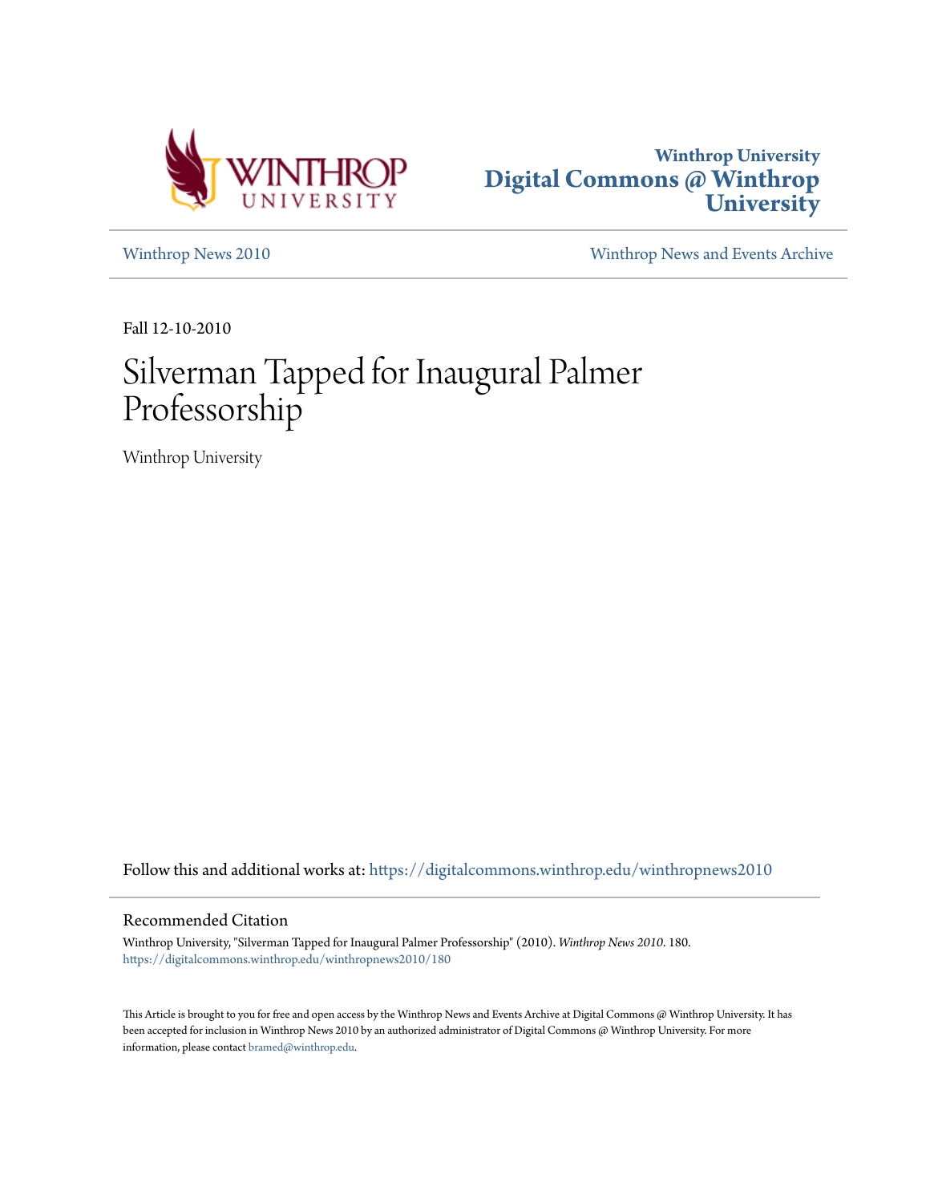Winthrop University
Digital Commons @ Winthrop University

Winthrop News 2010

Winthrop News and Events Archive

Fall 12-10-2010

# Silverman Tapped for Inaugural Palmer Professorship

Winthrop University

Follow this and additional works at: https://digitalcommons.winthrop.edu/winthropnews2010

## Recommended Citation

Winthrop University, "Silverman Tapped for Inaugural Palmer Professorship" (2010). *Winthrop News 2010*. 180.
https://digitalcommons.winthrop.edu/winthropnews2010/180

This Article is brought to you for free and open access by the Winthrop News and Events Archive at Digital Commons @ Winthrop University. It has been accepted for inclusion in Winthrop News 2010 by an authorized administrator of Digital Commons @ Winthrop University. For more information, please contact bramed@winthrop.edu.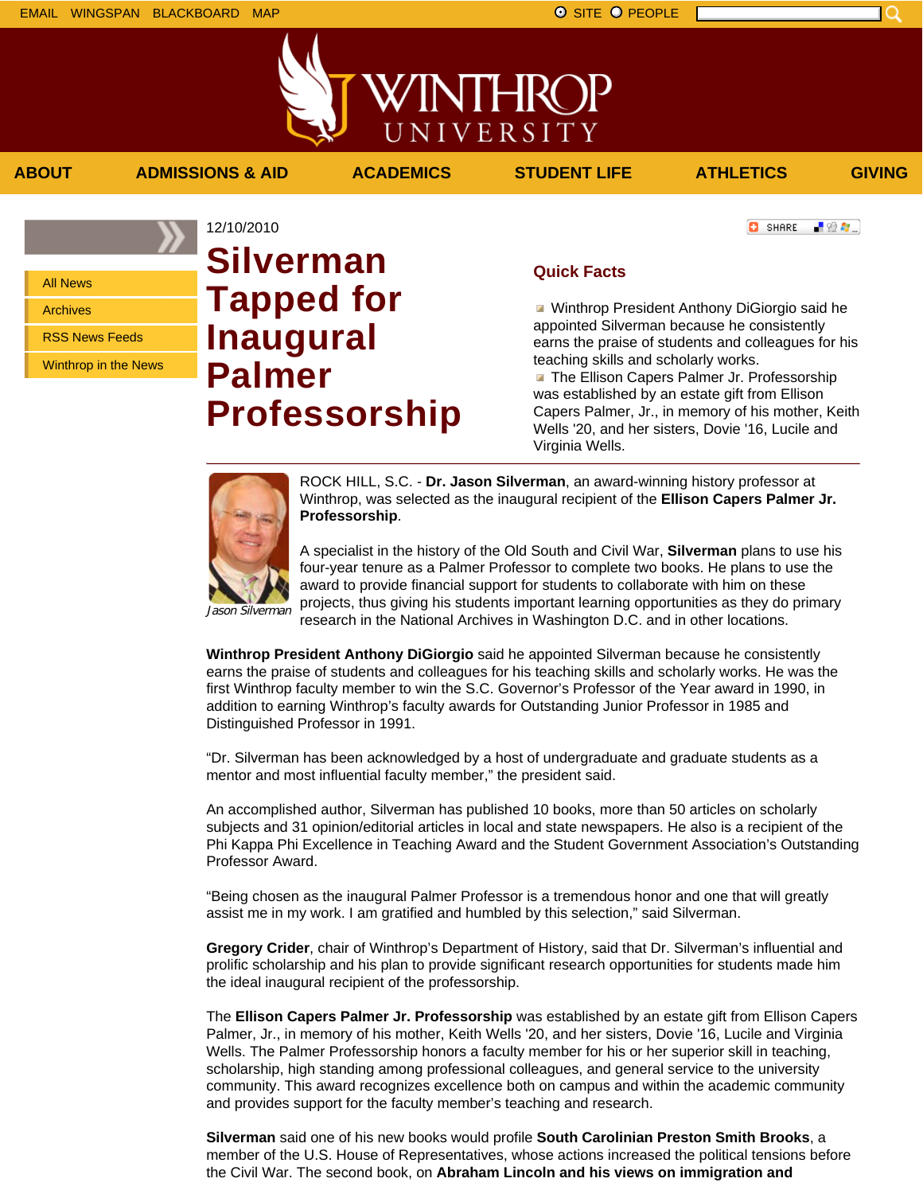12/10/2010

# Silverman Tapped for Inaugural Palmer Professorship

## Quick Facts

- Winthrop President Anthony DiGiorgio said he appointed Silverman because he consistently earns the praise of students and colleagues for his teaching skills and scholarly works.
- The Ellison Capers Palmer Jr. Professorship was established by an estate gift from Ellison Capers Palmer, Jr., in memory of his mother, Keith Wells '20, and her sisters, Dovie '16, Lucile and Virginia Wells.

*Jason Silverman*

ROCK HILL, S.C. - **Dr. Jason Silverman**, an award-winning history professor at Winthrop, was selected as the inaugural recipient of the **Ellison Capers Palmer Jr. Professorship**.

A specialist in the history of the Old South and Civil War, **Silverman** plans to use his four-year tenure as a Palmer Professor to complete two books. He plans to use the award to provide financial support for students to collaborate with him on these projects, thus giving his students important learning opportunities as they do primary research in the National Archives in Washington D.C. and in other locations.

**Winthrop President Anthony DiGiorgio** said he appointed Silverman because he consistently earns the praise of students and colleagues for his teaching skills and scholarly works. He was the first Winthrop faculty member to win the S.C. Governor's Professor of the Year award in 1990, in addition to earning Winthrop's faculty awards for Outstanding Junior Professor in 1985 and Distinguished Professor in 1991.

"Dr. Silverman has been acknowledged by a host of undergraduate and graduate students as a mentor and most influential faculty member," the president said.

An accomplished author, Silverman has published 10 books, more than 50 articles on scholarly subjects and 31 opinion/editorial articles in local and state newspapers. He also is a recipient of the Phi Kappa Phi Excellence in Teaching Award and the Student Government Association's Outstanding Professor Award.

"Being chosen as the inaugural Palmer Professor is a tremendous honor and one that will greatly assist me in my work. I am gratified and humbled by this selection," said Silverman.

**Gregory Crider**, chair of Winthrop's Department of History, said that Dr. Silverman's influential and prolific scholarship and his plan to provide significant research opportunities for students made him the ideal inaugural recipient of the professorship.

The **Ellison Capers Palmer Jr. Professorship** was established by an estate gift from Ellison Capers Palmer, Jr., in memory of his mother, Keith Wells '20, and her sisters, Dovie '16, Lucile and Virginia Wells. The Palmer Professorship honors a faculty member for his or her superior skill in teaching, scholarship, high standing among professional colleagues, and general service to the university community. This award recognizes excellence both on campus and within the academic community and provides support for the faculty member's teaching and research.

**Silverman** said one of his new books would profile **South Carolinian Preston Smith Brooks**, a member of the U.S. House of Representatives, whose actions increased the political tensions before the Civil War. The second book, on **Abraham Lincoln and his views on immigration and**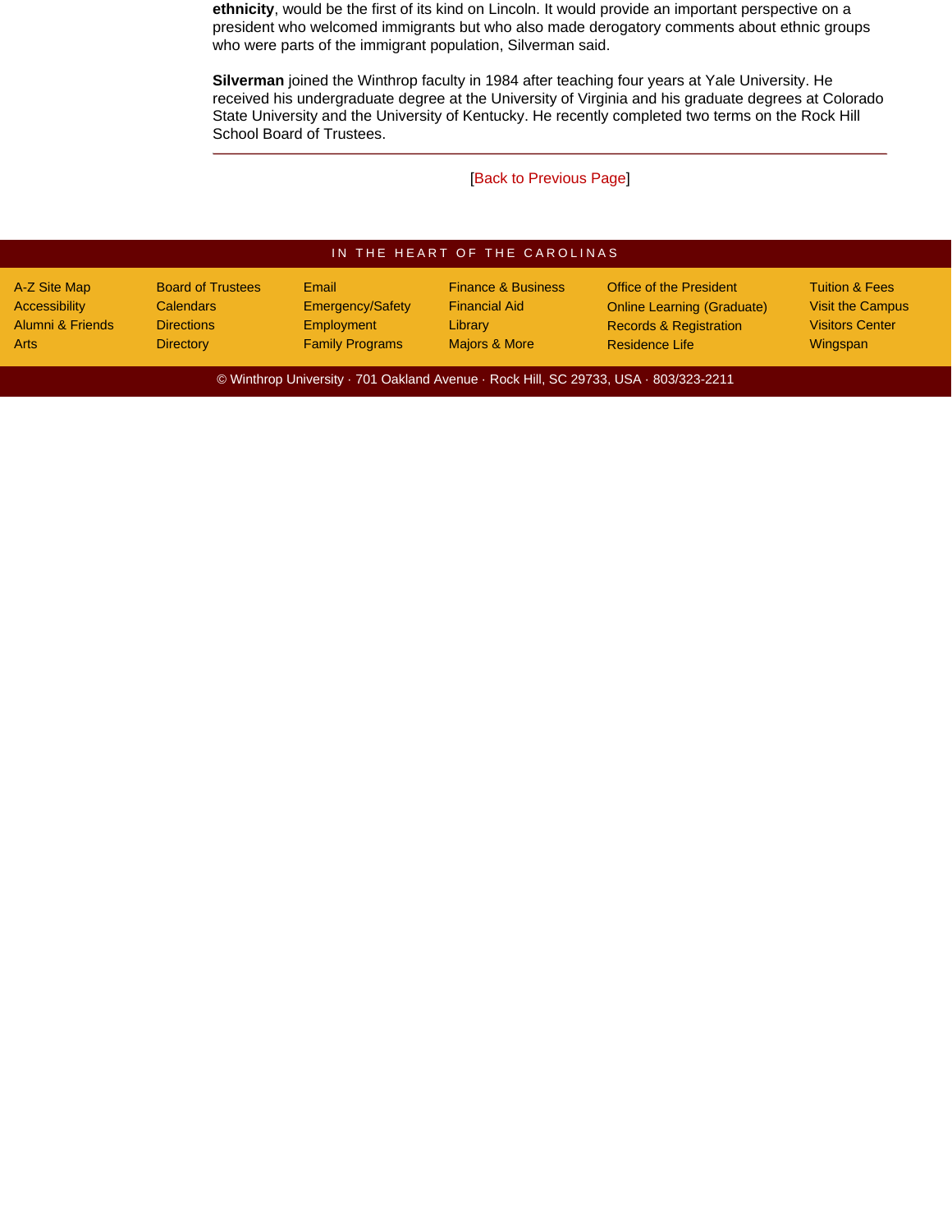**ethnicity**, would be the first of its kind on Lincoln. It would provide an important perspective on a president who welcomed immigrants but who also made derogatory comments about ethnic groups who were parts of the immigrant population, Silverman said.

**Silverman** joined the Winthrop faculty in 1984 after teaching four years at Yale University. He received his undergraduate degree at the University of Virginia and his graduate degrees at Colorado State University and the University of Kentucky. He recently completed two terms on the Rock Hill School Board of Trustees.

---

[Back to Previous Page]

IN THE HEART OF THE CAROLINAS

A-Z Site Map
Accessibility
Alumni & Friends
Arts
Board of Trustees
Calendars
Directions
Directory
Email
Emergency/Safety
Employment
Family Programs
Finance & Business
Financial Aid
Library
Majors & More
Office of the President
Online Learning (Graduate)
Records & Registration
Residence Life
Tuition & Fees
Visit the Campus
Visitors Center
Wingspan

© Winthrop University · 701 Oakland Avenue · Rock Hill, SC 29733, USA · 803/323-2211